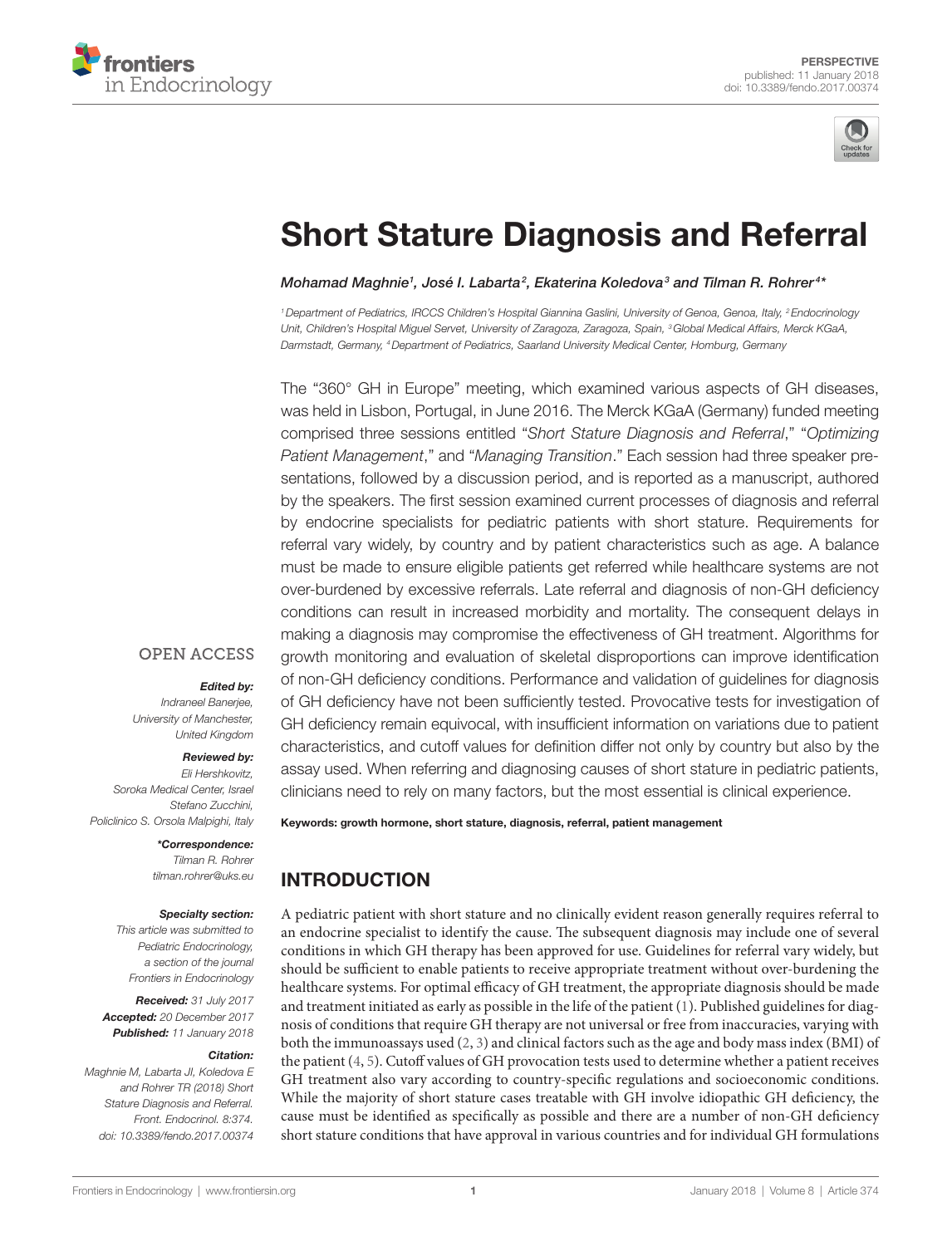PERSPECTIVE
published: 11 January 2018
doi: 10.3389/fendo.2017.00374

# Short Stature Diagnosis and Referral

*Mohamad Maghnie[1], José I. Labarta[2], Ekaterina Koledova[3] and Tilman R. Rohrer[4]\**

[1] Department of Pediatrics, IRCCS Children's Hospital Giannina Gaslini, University of Genoa, Genoa, Italy, [2] Endocrinology Unit, Children's Hospital Miguel Servet, University of Zaragoza, Zaragoza, Spain, [3] Global Medical Affairs, Merck KGaA, Darmstadt, Germany, [4] Department of Pediatrics, Saarland University Medical Center, Homburg, Germany

The "360° GH in Europe" meeting, which examined various aspects of GH diseases, was held in Lisbon, Portugal, in June 2016. The Merck KGaA (Germany) funded meeting comprised three sessions entitled "*Short Stature Diagnosis and Referral*," "*Optimizing Patient Management*," and "*Managing Transition*." Each session had three speaker presentations, followed by a discussion period, and is reported as a manuscript, authored by the speakers. The first session examined current processes of diagnosis and referral by endocrine specialists for pediatric patients with short stature. Requirements for referral vary widely, by country and by patient characteristics such as age. A balance must be made to ensure eligible patients get referred while healthcare systems are not over-burdened by excessive referrals. Late referral and diagnosis of non-GH deficiency conditions can result in increased morbidity and mortality. The consequent delays in making a diagnosis may compromise the effectiveness of GH treatment. Algorithms for growth monitoring and evaluation of skeletal disproportions can improve identification of non-GH deficiency conditions. Performance and validation of guidelines for diagnosis of GH deficiency have not been sufficiently tested. Provocative tests for investigation of GH deficiency remain equivocal, with insufficient information on variations due to patient characteristics, and cutoff values for definition differ not only by country but also by the assay used. When referring and diagnosing causes of short stature in pediatric patients, clinicians need to rely on many factors, but the most essential is clinical experience.

**Keywords: growth hormone, short stature, diagnosis, referral, patient management**

OPEN ACCESS

***Edited by:***
*Indraneel Banerjee, University of Manchester, United Kingdom*

***Reviewed by:***
*Eli Hershkovitz, Soroka Medical Center, Israel*
*Stefano Zucchini, Policlinico S. Orsola Malpighi, Italy*

***\*Correspondence:***
*Tilman R. Rohrer*
*tilman.rohrer@uks.eu*

***Specialty section:***
*This article was submitted to Pediatric Endocrinology, a section of the journal Frontiers in Endocrinology*

***Received:*** *31 July 2017*
***Accepted:*** *20 December 2017*
***Published:*** *11 January 2018*

***Citation:***
*Maghnie M, Labarta JI, Koledova E and Rohrer TR (2018) Short Stature Diagnosis and Referral. Front. Endocrinol. 8:374. doi: 10.3389/fendo.2017.00374*

## INTRODUCTION

A pediatric patient with short stature and no clinically evident reason generally requires referral to an endocrine specialist to identify the cause. The subsequent diagnosis may include one of several conditions in which GH therapy has been approved for use. Guidelines for referral vary widely, but should be sufficient to enable patients to receive appropriate treatment without over-burdening the healthcare systems. For optimal efficacy of GH treatment, the appropriate diagnosis should be made and treatment initiated as early as possible in the life of the patient (1). Published guidelines for diagnosis of conditions that require GH therapy are not universal or free from inaccuracies, varying with both the immunoassays used (2, 3) and clinical factors such as the age and body mass index (BMI) of the patient (4, 5). Cutoff values of GH provocation tests used to determine whether a patient receives GH treatment also vary according to country-specific regulations and socioeconomic conditions. While the majority of short stature cases treatable with GH involve idiopathic GH deficiency, the cause must be identified as specifically as possible and there are a number of non-GH deficiency short stature conditions that have approval in various countries and for individual GH formulations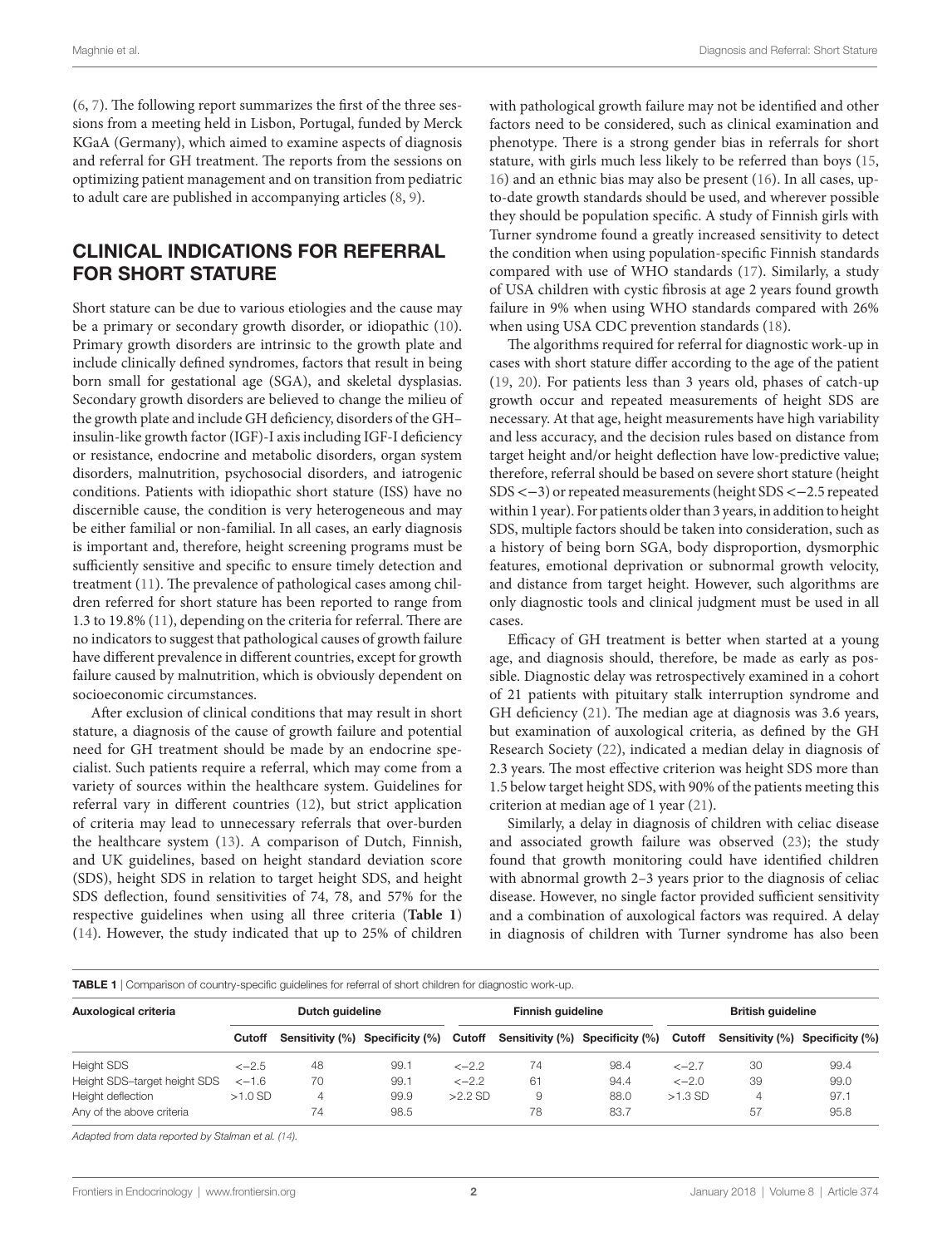(6, 7). The following report summarizes the first of the three sessions from a meeting held in Lisbon, Portugal, funded by Merck KGaA (Germany), which aimed to examine aspects of diagnosis and referral for GH treatment. The reports from the sessions on optimizing patient management and on transition from pediatric to adult care are published in accompanying articles (8, 9).

## CLINICAL INDICATIONS FOR REFERRAL FOR SHORT STATURE

Short stature can be due to various etiologies and the cause may be a primary or secondary growth disorder, or idiopathic (10). Primary growth disorders are intrinsic to the growth plate and include clinically defined syndromes, factors that result in being born small for gestational age (SGA), and skeletal dysplasias. Secondary growth disorders are believed to change the milieu of the growth plate and include GH deficiency, disorders of the GH–insulin-like growth factor (IGF)-I axis including IGF-I deficiency or resistance, endocrine and metabolic disorders, organ system disorders, malnutrition, psychosocial disorders, and iatrogenic conditions. Patients with idiopathic short stature (ISS) have no discernible cause, the condition is very heterogeneous and may be either familial or non-familial. In all cases, an early diagnosis is important and, therefore, height screening programs must be sufficiently sensitive and specific to ensure timely detection and treatment (11). The prevalence of pathological cases among children referred for short stature has been reported to range from 1.3 to 19.8% (11), depending on the criteria for referral. There are no indicators to suggest that pathological causes of growth failure have different prevalence in different countries, except for growth failure caused by malnutrition, which is obviously dependent on socioeconomic circumstances.

After exclusion of clinical conditions that may result in short stature, a diagnosis of the cause of growth failure and potential need for GH treatment should be made by an endocrine specialist. Such patients require a referral, which may come from a variety of sources within the healthcare system. Guidelines for referral vary in different countries (12), but strict application of criteria may lead to unnecessary referrals that over-burden the healthcare system (13). A comparison of Dutch, Finnish, and UK guidelines, based on height standard deviation score (SDS), height SDS in relation to target height SDS, and height SDS deflection, found sensitivities of 74, 78, and 57% for the respective guidelines when using all three criteria (**Table 1**) (14). However, the study indicated that up to 25% of children with pathological growth failure may not be identified and other factors need to be considered, such as clinical examination and phenotype. There is a strong gender bias in referrals for short stature, with girls much less likely to be referred than boys (15, 16) and an ethnic bias may also be present (16). In all cases, up-to-date growth standards should be used, and wherever possible they should be population specific. A study of Finnish girls with Turner syndrome found a greatly increased sensitivity to detect the condition when using population-specific Finnish standards compared with use of WHO standards (17). Similarly, a study of USA children with cystic fibrosis at age 2 years found growth failure in 9% when using WHO standards compared with 26% when using USA CDC prevention standards (18).

The algorithms required for referral for diagnostic work-up in cases with short stature differ according to the age of the patient (19, 20). For patients less than 3 years old, phases of catch-up growth occur and repeated measurements of height SDS are necessary. At that age, height measurements have high variability and less accuracy, and the decision rules based on distance from target height and/or height deflection have low-predictive value; therefore, referral should be based on severe short stature (height SDS <−3) or repeated measurements (height SDS <−2.5 repeated within 1 year). For patients older than 3 years, in addition to height SDS, multiple factors should be taken into consideration, such as a history of being born SGA, body disproportion, dysmorphic features, emotional deprivation or subnormal growth velocity, and distance from target height. However, such algorithms are only diagnostic tools and clinical judgment must be used in all cases.

Efficacy of GH treatment is better when started at a young age, and diagnosis should, therefore, be made as early as possible. Diagnostic delay was retrospectively examined in a cohort of 21 patients with pituitary stalk interruption syndrome and GH deficiency (21). The median age at diagnosis was 3.6 years, but examination of auxological criteria, as defined by the GH Research Society (22), indicated a median delay in diagnosis of 2.3 years. The most effective criterion was height SDS more than 1.5 below target height SDS, with 90% of the patients meeting this criterion at median age of 1 year (21).

Similarly, a delay in diagnosis of children with celiac disease and associated growth failure was observed (23); the study found that growth monitoring could have identified children with abnormal growth 2–3 years prior to the diagnosis of celiac disease. However, no single factor provided sufficient sensitivity and a combination of auxological factors was required. A delay in diagnosis of children with Turner syndrome has also been

**TABLE 1** | Comparison of country-specific guidelines for referral of short children for diagnostic work-up.

| Auxological criteria | Dutch guideline | | | Finnish guideline | | | British guideline | | |
|---|---|---|---|---|---|---|---|---|---|
| | Cutoff | Sensitivity (%) | Specificity (%) | Cutoff | Sensitivity (%) | Specificity (%) | Cutoff | Sensitivity (%) | Specificity (%) |
| Height SDS | <−2.5 | 48 | 99.1 | <−2.2 | 74 | 98.4 | <−2.7 | 30 | 99.4 |
| Height SDS–target height SDS | <−1.6 | 70 | 99.1 | <−2.2 | 61 | 94.4 | <−2.0 | 39 | 99.0 |
| Height deflection | >1.0 SD | 4 | 99.9 | >2.2 SD | 9 | 88.0 | >1.3 SD | 4 | 97.1 |
| Any of the above criteria | | 74 | 98.5 | | 78 | 83.7 | | 57 | 95.8 |

*Adapted from data reported by Stalman et al. (14).*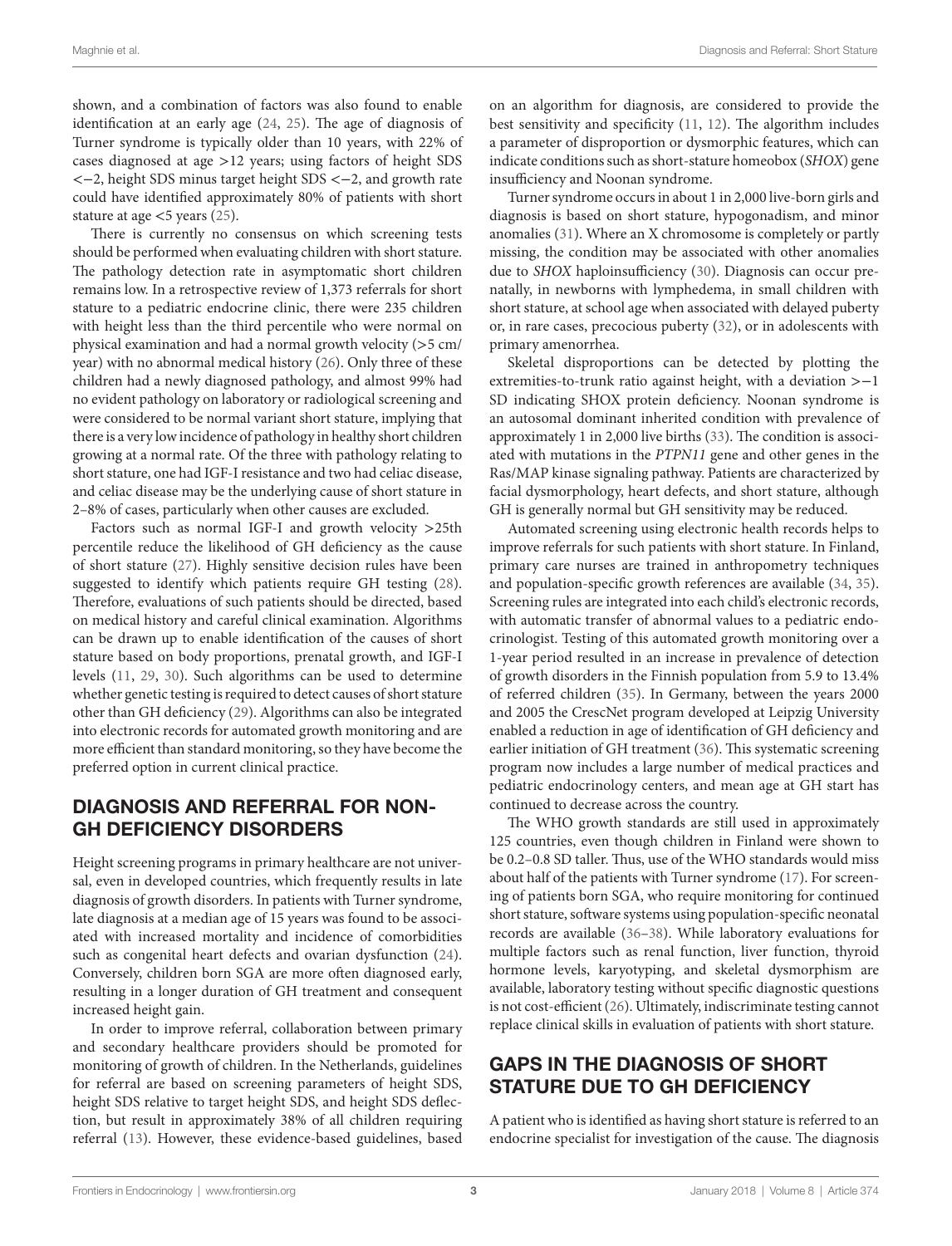shown, and a combination of factors was also found to enable identification at an early age (24, 25). The age of diagnosis of Turner syndrome is typically older than 10 years, with 22% of cases diagnosed at age >12 years; using factors of height SDS <−2, height SDS minus target height SDS <−2, and growth rate could have identified approximately 80% of patients with short stature at age <5 years (25).

There is currently no consensus on which screening tests should be performed when evaluating children with short stature. The pathology detection rate in asymptomatic short children remains low. In a retrospective review of 1,373 referrals for short stature to a pediatric endocrine clinic, there were 235 children with height less than the third percentile who were normal on physical examination and had a normal growth velocity (>5 cm/year) with no abnormal medical history (26). Only three of these children had a newly diagnosed pathology, and almost 99% had no evident pathology on laboratory or radiological screening and were considered to be normal variant short stature, implying that there is a very low incidence of pathology in healthy short children growing at a normal rate. Of the three with pathology relating to short stature, one had IGF-I resistance and two had celiac disease, and celiac disease may be the underlying cause of short stature in 2–8% of cases, particularly when other causes are excluded.

Factors such as normal IGF-I and growth velocity >25th percentile reduce the likelihood of GH deficiency as the cause of short stature (27). Highly sensitive decision rules have been suggested to identify which patients require GH testing (28). Therefore, evaluations of such patients should be directed, based on medical history and careful clinical examination. Algorithms can be drawn up to enable identification of the causes of short stature based on body proportions, prenatal growth, and IGF-I levels (11, 29, 30). Such algorithms can be used to determine whether genetic testing is required to detect causes of short stature other than GH deficiency (29). Algorithms can also be integrated into electronic records for automated growth monitoring and are more efficient than standard monitoring, so they have become the preferred option in current clinical practice.

## DIAGNOSIS AND REFERRAL FOR NON-GH DEFICIENCY DISORDERS

Height screening programs in primary healthcare are not universal, even in developed countries, which frequently results in late diagnosis of growth disorders. In patients with Turner syndrome, late diagnosis at a median age of 15 years was found to be associated with increased mortality and incidence of comorbidities such as congenital heart defects and ovarian dysfunction (24). Conversely, children born SGA are more often diagnosed early, resulting in a longer duration of GH treatment and consequent increased height gain.

In order to improve referral, collaboration between primary and secondary healthcare providers should be promoted for monitoring of growth of children. In the Netherlands, guidelines for referral are based on screening parameters of height SDS, height SDS relative to target height SDS, and height SDS deflection, but result in approximately 38% of all children requiring referral (13). However, these evidence-based guidelines, based on an algorithm for diagnosis, are considered to provide the best sensitivity and specificity (11, 12). The algorithm includes a parameter of disproportion or dysmorphic features, which can indicate conditions such as short-stature homeobox (*SHOX*) gene insufficiency and Noonan syndrome.

Turner syndrome occurs in about 1 in 2,000 live-born girls and diagnosis is based on short stature, hypogonadism, and minor anomalies (31). Where an X chromosome is completely or partly missing, the condition may be associated with other anomalies due to *SHOX* haploinsufficiency (30). Diagnosis can occur prenatally, in newborns with lymphedema, in small children with short stature, at school age when associated with delayed puberty or, in rare cases, precocious puberty (32), or in adolescents with primary amenorrhea.

Skeletal disproportions can be detected by plotting the extremities-to-trunk ratio against height, with a deviation >−1 SD indicating SHOX protein deficiency. Noonan syndrome is an autosomal dominant inherited condition with prevalence of approximately 1 in 2,000 live births (33). The condition is associated with mutations in the *PTPN11* gene and other genes in the Ras/MAP kinase signaling pathway. Patients are characterized by facial dysmorphology, heart defects, and short stature, although GH is generally normal but GH sensitivity may be reduced.

Automated screening using electronic health records helps to improve referrals for such patients with short stature. In Finland, primary care nurses are trained in anthropometry techniques and population-specific growth references are available (34, 35). Screening rules are integrated into each child's electronic records, with automatic transfer of abnormal values to a pediatric endocrinologist. Testing of this automated growth monitoring over a 1-year period resulted in an increase in prevalence of detection of growth disorders in the Finnish population from 5.9 to 13.4% of referred children (35). In Germany, between the years 2000 and 2005 the CrescNet program developed at Leipzig University enabled a reduction in age of identification of GH deficiency and earlier initiation of GH treatment (36). This systematic screening program now includes a large number of medical practices and pediatric endocrinology centers, and mean age at GH start has continued to decrease across the country.

The WHO growth standards are still used in approximately 125 countries, even though children in Finland were shown to be 0.2–0.8 SD taller. Thus, use of the WHO standards would miss about half of the patients with Turner syndrome (17). For screening of patients born SGA, who require monitoring for continued short stature, software systems using population-specific neonatal records are available (36–38). While laboratory evaluations for multiple factors such as renal function, liver function, thyroid hormone levels, karyotyping, and skeletal dysmorphism are available, laboratory testing without specific diagnostic questions is not cost-efficient (26). Ultimately, indiscriminate testing cannot replace clinical skills in evaluation of patients with short stature.

## GAPS IN THE DIAGNOSIS OF SHORT STATURE DUE TO GH DEFICIENCY

A patient who is identified as having short stature is referred to an endocrine specialist for investigation of the cause. The diagnosis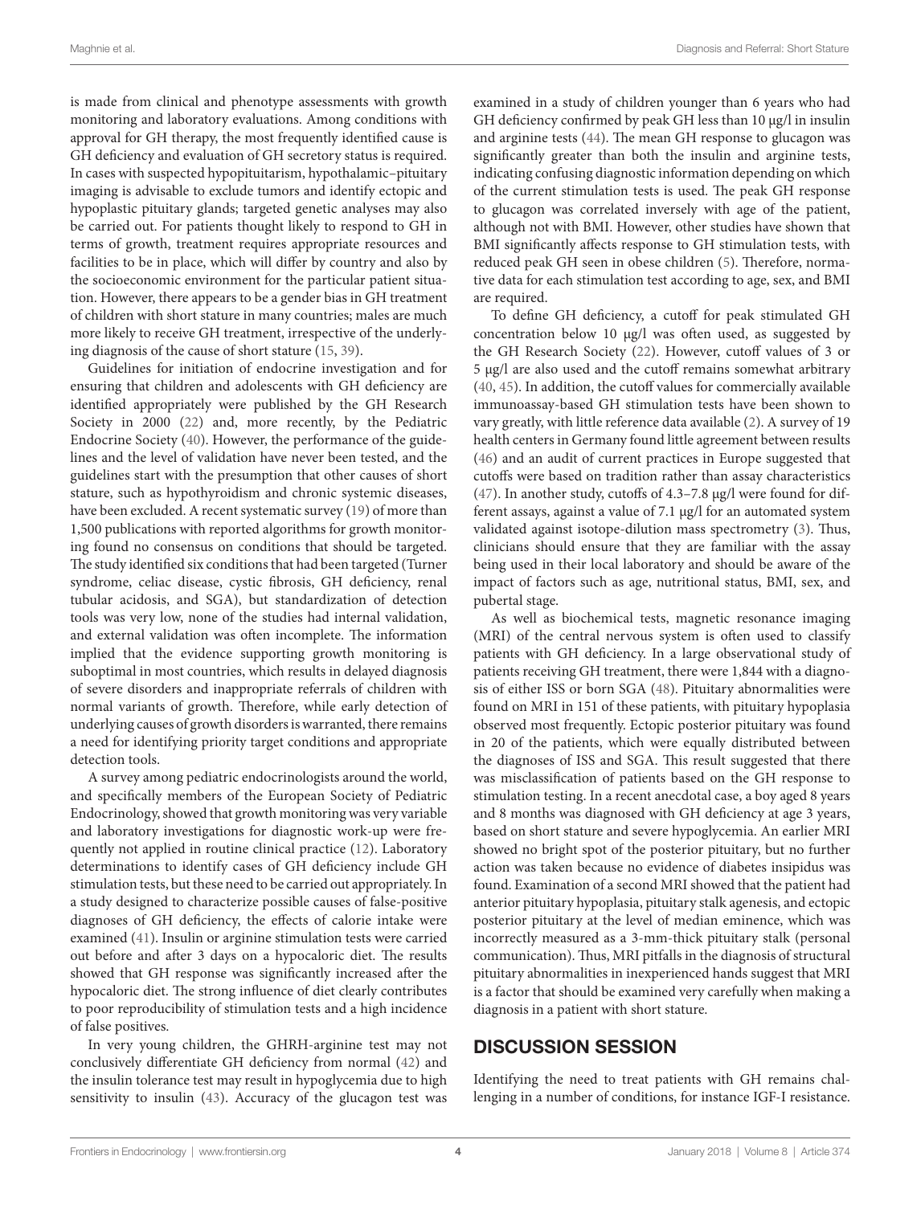is made from clinical and phenotype assessments with growth monitoring and laboratory evaluations. Among conditions with approval for GH therapy, the most frequently identified cause is GH deficiency and evaluation of GH secretory status is required. In cases with suspected hypopituitarism, hypothalamic–pituitary imaging is advisable to exclude tumors and identify ectopic and hypoplastic pituitary glands; targeted genetic analyses may also be carried out. For patients thought likely to respond to GH in terms of growth, treatment requires appropriate resources and facilities to be in place, which will differ by country and also by the socioeconomic environment for the particular patient situation. However, there appears to be a gender bias in GH treatment of children with short stature in many countries; males are much more likely to receive GH treatment, irrespective of the underlying diagnosis of the cause of short stature (15, 39).

Guidelines for initiation of endocrine investigation and for ensuring that children and adolescents with GH deficiency are identified appropriately were published by the GH Research Society in 2000 (22) and, more recently, by the Pediatric Endocrine Society (40). However, the performance of the guidelines and the level of validation have never been tested, and the guidelines start with the presumption that other causes of short stature, such as hypothyroidism and chronic systemic diseases, have been excluded. A recent systematic survey (19) of more than 1,500 publications with reported algorithms for growth monitoring found no consensus on conditions that should be targeted. The study identified six conditions that had been targeted (Turner syndrome, celiac disease, cystic fibrosis, GH deficiency, renal tubular acidosis, and SGA), but standardization of detection tools was very low, none of the studies had internal validation, and external validation was often incomplete. The information implied that the evidence supporting growth monitoring is suboptimal in most countries, which results in delayed diagnosis of severe disorders and inappropriate referrals of children with normal variants of growth. Therefore, while early detection of underlying causes of growth disorders is warranted, there remains a need for identifying priority target conditions and appropriate detection tools.

A survey among pediatric endocrinologists around the world, and specifically members of the European Society of Pediatric Endocrinology, showed that growth monitoring was very variable and laboratory investigations for diagnostic work-up were frequently not applied in routine clinical practice (12). Laboratory determinations to identify cases of GH deficiency include GH stimulation tests, but these need to be carried out appropriately. In a study designed to characterize possible causes of false-positive diagnoses of GH deficiency, the effects of calorie intake were examined (41). Insulin or arginine stimulation tests were carried out before and after 3 days on a hypocaloric diet. The results showed that GH response was significantly increased after the hypocaloric diet. The strong influence of diet clearly contributes to poor reproducibility of stimulation tests and a high incidence of false positives.

In very young children, the GHRH-arginine test may not conclusively differentiate GH deficiency from normal (42) and the insulin tolerance test may result in hypoglycemia due to high sensitivity to insulin (43). Accuracy of the glucagon test was examined in a study of children younger than 6 years who had GH deficiency confirmed by peak GH less than 10 µg/l in insulin and arginine tests (44). The mean GH response to glucagon was significantly greater than both the insulin and arginine tests, indicating confusing diagnostic information depending on which of the current stimulation tests is used. The peak GH response to glucagon was correlated inversely with age of the patient, although not with BMI. However, other studies have shown that BMI significantly affects response to GH stimulation tests, with reduced peak GH seen in obese children (5). Therefore, normative data for each stimulation test according to age, sex, and BMI are required.

To define GH deficiency, a cutoff for peak stimulated GH concentration below 10 µg/l was often used, as suggested by the GH Research Society (22). However, cutoff values of 3 or 5 µg/l are also used and the cutoff remains somewhat arbitrary (40, 45). In addition, the cutoff values for commercially available immunoassay-based GH stimulation tests have been shown to vary greatly, with little reference data available (2). A survey of 19 health centers in Germany found little agreement between results (46) and an audit of current practices in Europe suggested that cutoffs were based on tradition rather than assay characteristics (47). In another study, cutoffs of 4.3–7.8 µg/l were found for different assays, against a value of 7.1 µg/l for an automated system validated against isotope-dilution mass spectrometry (3). Thus, clinicians should ensure that they are familiar with the assay being used in their local laboratory and should be aware of the impact of factors such as age, nutritional status, BMI, sex, and pubertal stage.

As well as biochemical tests, magnetic resonance imaging (MRI) of the central nervous system is often used to classify patients with GH deficiency. In a large observational study of patients receiving GH treatment, there were 1,844 with a diagnosis of either ISS or born SGA (48). Pituitary abnormalities were found on MRI in 151 of these patients, with pituitary hypoplasia observed most frequently. Ectopic posterior pituitary was found in 20 of the patients, which were equally distributed between the diagnoses of ISS and SGA. This result suggested that there was misclassification of patients based on the GH response to stimulation testing. In a recent anecdotal case, a boy aged 8 years and 8 months was diagnosed with GH deficiency at age 3 years, based on short stature and severe hypoglycemia. An earlier MRI showed no bright spot of the posterior pituitary, but no further action was taken because no evidence of diabetes insipidus was found. Examination of a second MRI showed that the patient had anterior pituitary hypoplasia, pituitary stalk agenesis, and ectopic posterior pituitary at the level of median eminence, which was incorrectly measured as a 3-mm-thick pituitary stalk (personal communication). Thus, MRI pitfalls in the diagnosis of structural pituitary abnormalities in inexperienced hands suggest that MRI is a factor that should be examined very carefully when making a diagnosis in a patient with short stature.

## DISCUSSION SESSION

Identifying the need to treat patients with GH remains challenging in a number of conditions, for instance IGF-I resistance.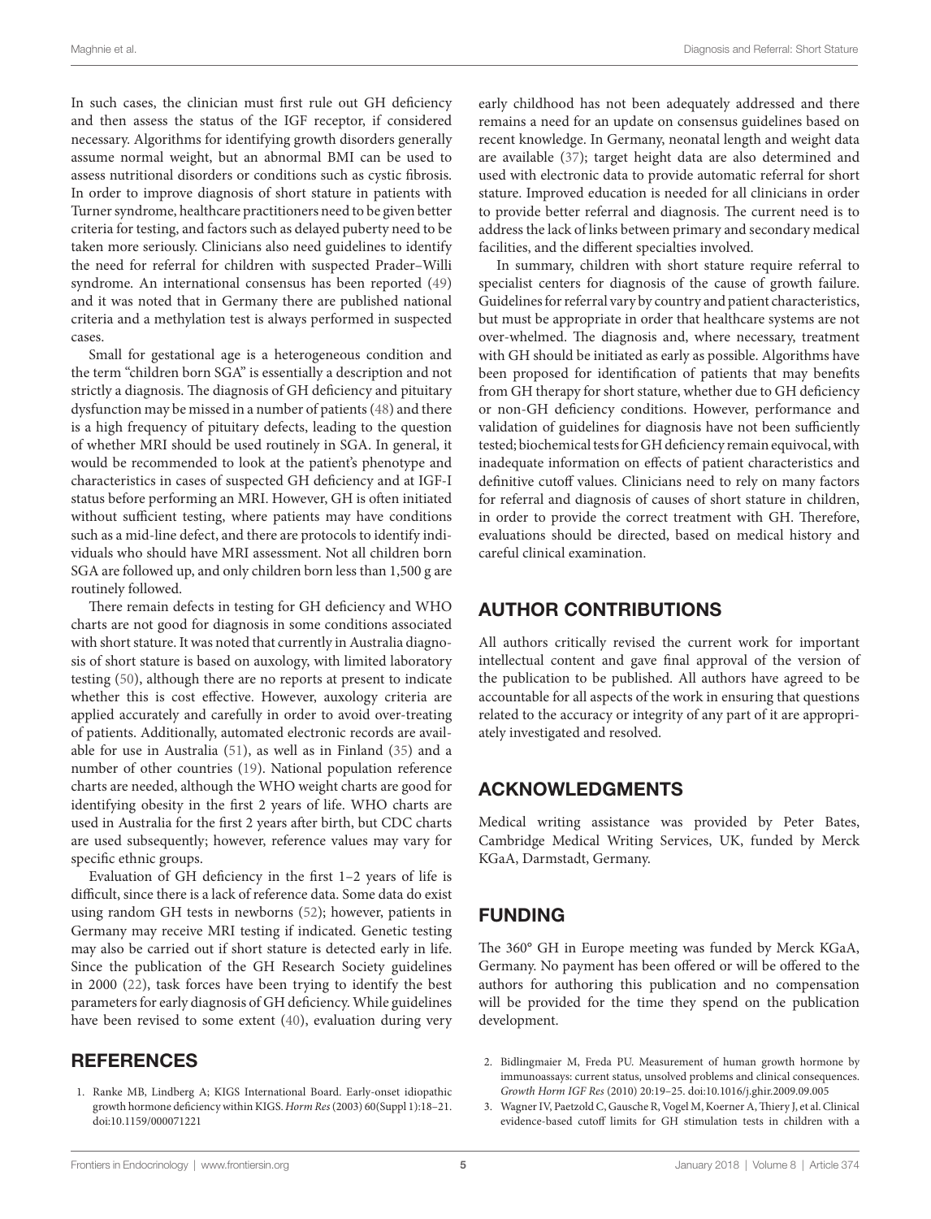In such cases, the clinician must first rule out GH deficiency and then assess the status of the IGF receptor, if considered necessary. Algorithms for identifying growth disorders generally assume normal weight, but an abnormal BMI can be used to assess nutritional disorders or conditions such as cystic fibrosis. In order to improve diagnosis of short stature in patients with Turner syndrome, healthcare practitioners need to be given better criteria for testing, and factors such as delayed puberty need to be taken more seriously. Clinicians also need guidelines to identify the need for referral for children with suspected Prader–Willi syndrome. An international consensus has been reported (49) and it was noted that in Germany there are published national criteria and a methylation test is always performed in suspected cases.

Small for gestational age is a heterogeneous condition and the term "children born SGA" is essentially a description and not strictly a diagnosis. The diagnosis of GH deficiency and pituitary dysfunction may be missed in a number of patients (48) and there is a high frequency of pituitary defects, leading to the question of whether MRI should be used routinely in SGA. In general, it would be recommended to look at the patient's phenotype and characteristics in cases of suspected GH deficiency and at IGF-I status before performing an MRI. However, GH is often initiated without sufficient testing, where patients may have conditions such as a mid-line defect, and there are protocols to identify individuals who should have MRI assessment. Not all children born SGA are followed up, and only children born less than 1,500 g are routinely followed.

There remain defects in testing for GH deficiency and WHO charts are not good for diagnosis in some conditions associated with short stature. It was noted that currently in Australia diagnosis of short stature is based on auxology, with limited laboratory testing (50), although there are no reports at present to indicate whether this is cost effective. However, auxology criteria are applied accurately and carefully in order to avoid over-treating of patients. Additionally, automated electronic records are available for use in Australia (51), as well as in Finland (35) and a number of other countries (19). National population reference charts are needed, although the WHO weight charts are good for identifying obesity in the first 2 years of life. WHO charts are used in Australia for the first 2 years after birth, but CDC charts are used subsequently; however, reference values may vary for specific ethnic groups.

Evaluation of GH deficiency in the first 1–2 years of life is difficult, since there is a lack of reference data. Some data do exist using random GH tests in newborns (52); however, patients in Germany may receive MRI testing if indicated. Genetic testing may also be carried out if short stature is detected early in life. Since the publication of the GH Research Society guidelines in 2000 (22), task forces have been trying to identify the best parameters for early diagnosis of GH deficiency. While guidelines have been revised to some extent (40), evaluation during very early childhood has not been adequately addressed and there remains a need for an update on consensus guidelines based on recent knowledge. In Germany, neonatal length and weight data are available (37); target height data are also determined and used with electronic data to provide automatic referral for short stature. Improved education is needed for all clinicians in order to provide better referral and diagnosis. The current need is to address the lack of links between primary and secondary medical facilities, and the different specialties involved.

In summary, children with short stature require referral to specialist centers for diagnosis of the cause of growth failure. Guidelines for referral vary by country and patient characteristics, but must be appropriate in order that healthcare systems are not over-whelmed. The diagnosis and, where necessary, treatment with GH should be initiated as early as possible. Algorithms have been proposed for identification of patients that may benefits from GH therapy for short stature, whether due to GH deficiency or non-GH deficiency conditions. However, performance and validation of guidelines for diagnosis have not been sufficiently tested; biochemical tests for GH deficiency remain equivocal, with inadequate information on effects of patient characteristics and definitive cutoff values. Clinicians need to rely on many factors for referral and diagnosis of causes of short stature in children, in order to provide the correct treatment with GH. Therefore, evaluations should be directed, based on medical history and careful clinical examination.

## AUTHOR CONTRIBUTIONS

All authors critically revised the current work for important intellectual content and gave final approval of the version of the publication to be published. All authors have agreed to be accountable for all aspects of the work in ensuring that questions related to the accuracy or integrity of any part of it are appropriately investigated and resolved.

## ACKNOWLEDGMENTS

Medical writing assistance was provided by Peter Bates, Cambridge Medical Writing Services, UK, funded by Merck KGaA, Darmstadt, Germany.

## FUNDING

The 360° GH in Europe meeting was funded by Merck KGaA, Germany. No payment has been offered or will be offered to the authors for authoring this publication and no compensation will be provided for the time they spend on the publication development.

## REFERENCES

1. Ranke MB, Lindberg A; KIGS International Board. Early-onset idiopathic growth hormone deficiency within KIGS. *Horm Res* (2003) 60(Suppl 1):18–21. doi:10.1159/000071221
2. Bidlingmaier M, Freda PU. Measurement of human growth hormone by immunoassays: current status, unsolved problems and clinical consequences. *Growth Horm IGF Res* (2010) 20:19–25. doi:10.1016/j.ghir.2009.09.005
3. Wagner IV, Paetzold C, Gausche R, Vogel M, Koerner A, Thiery J, et al. Clinical evidence-based cutoff limits for GH stimulation tests in children with a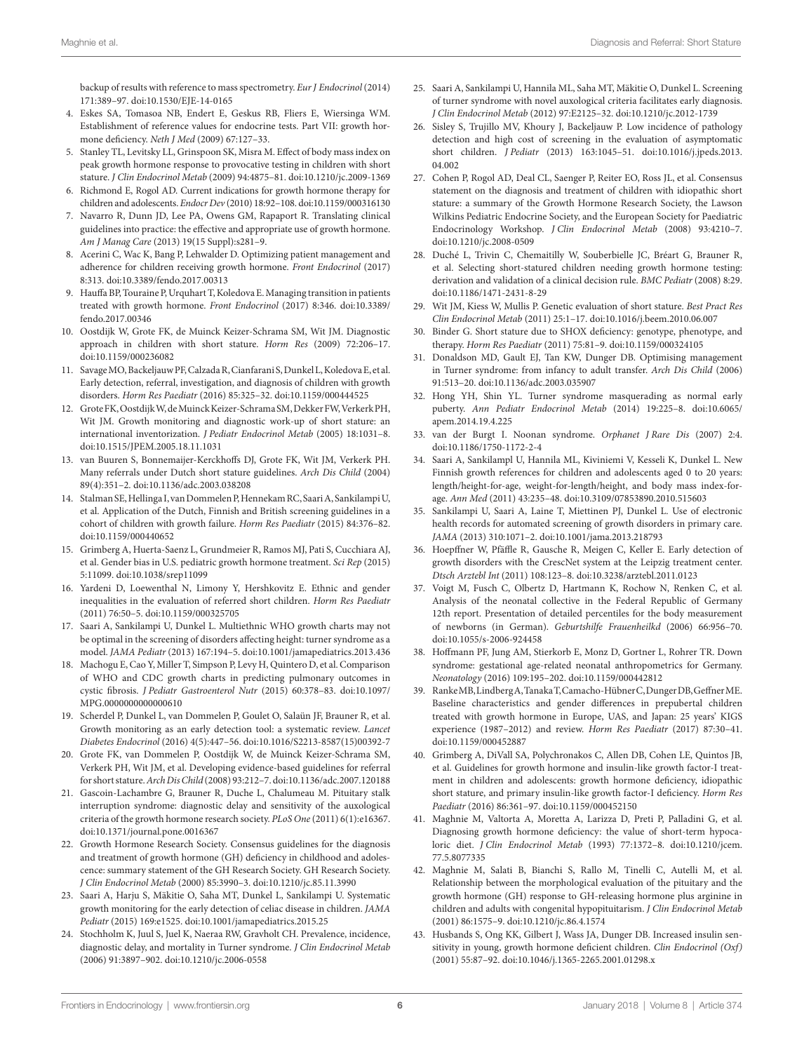backup of results with reference to mass spectrometry. *Eur J Endocrinol* (2014) 171:389–97. doi:10.1530/EJE-14-0165

4. Eskes SA, Tomasoa NB, Endert E, Geskus RB, Fliers E, Wiersinga WM. Establishment of reference values for endocrine tests. Part VII: growth hormone deficiency. *Neth J Med* (2009) 67:127–33.
5. Stanley TL, Levitsky LL, Grinspoon SK, Misra M. Effect of body mass index on peak growth hormone response to provocative testing in children with short stature. *J Clin Endocrinol Metab* (2009) 94:4875–81. doi:10.1210/jc.2009-1369
6. Richmond E, Rogol AD. Current indications for growth hormone therapy for children and adolescents. *Endocr Dev* (2010) 18:92–108. doi:10.1159/000316130
7. Navarro R, Dunn JD, Lee PA, Owens GM, Rapaport R. Translating clinical guidelines into practice: the effective and appropriate use of growth hormone. *Am J Manag Care* (2013) 19(15 Suppl):s281–9.
8. Acerini C, Wac K, Bang P, Lehwalder D. Optimizing patient management and adherence for children receiving growth hormone. *Front Endocrinol* (2017) 8:313. doi:10.3389/fendo.2017.00313
9. Hauffa BP, Touraine P, Urquhart T, Koledova E. Managing transition in patients treated with growth hormone. *Front Endocrinol* (2017) 8:346. doi:10.3389/fendo.2017.00346
10. Oostdijk W, Grote FK, de Muinck Keizer-Schrama SM, Wit JM. Diagnostic approach in children with short stature. *Horm Res* (2009) 72:206–17. doi:10.1159/000236082
11. Savage MO, Backeljauw PF, Calzada R, Cianfarani S, Dunkel L, Koledova E, et al. Early detection, referral, investigation, and diagnosis of children with growth disorders. *Horm Res Paediatr* (2016) 85:325–32. doi:10.1159/000444525
12. Grote FK, Oostdijk W, de Muinck Keizer-Schrama SM, Dekker FW, Verkerk PH, Wit JM. Growth monitoring and diagnostic work-up of short stature: an international inventorization. *J Pediatr Endocrinol Metab* (2005) 18:1031–8. doi:10.1515/JPEM.2005.18.11.1031
13. van Buuren S, Bonnemaijer-Kerckhoffs DJ, Grote FK, Wit JM, Verkerk PH. Many referrals under Dutch short stature guidelines. *Arch Dis Child* (2004) 89(4):351–2. doi:10.1136/adc.2003.038208
14. Stalman SE, Hellinga I, van Dommelen P, Hennekam RC, Saari A, Sankilampi U, et al. Application of the Dutch, Finnish and British screening guidelines in a cohort of children with growth failure. *Horm Res Paediatr* (2015) 84:376–82. doi:10.1159/000440652
15. Grimberg A, Huerta-Saenz L, Grundmeier R, Ramos MJ, Pati S, Cucchiara AJ, et al. Gender bias in U.S. pediatric growth hormone treatment. *Sci Rep* (2015) 5:11099. doi:10.1038/srep11099
16. Yardeni D, Loewenthal N, Limony Y, Hershkovitz E. Ethnic and gender inequalities in the evaluation of referred short children. *Horm Res Paediatr* (2011) 76:50–5. doi:10.1159/000325705
17. Saari A, Sankilampi U, Dunkel L. Multiethnic WHO growth charts may not be optimal in the screening of disorders affecting height: turner syndrome as a model. *JAMA Pediatr* (2013) 167:194–5. doi:10.1001/jamapediatrics.2013.436
18. Machogu E, Cao Y, Miller T, Simpson P, Levy H, Quintero D, et al. Comparison of WHO and CDC growth charts in predicting pulmonary outcomes in cystic fibrosis. *J Pediatr Gastroenterol Nutr* (2015) 60:378–83. doi:10.1097/MPG.0000000000000610
19. Scherdel P, Dunkel L, van Dommelen P, Goulet O, Salaün JF, Brauner R, et al. Growth monitoring as an early detection tool: a systematic review. *Lancet Diabetes Endocrinol* (2016) 4(5):447–56. doi:10.1016/S2213-8587(15)00392-7
20. Grote FK, van Dommelen P, Oostdijk W, de Muinck Keizer-Schrama SM, Verkerk PH, Wit JM, et al. Developing evidence-based guidelines for referral for short stature. *Arch Dis Child* (2008) 93:212–7. doi:10.1136/adc.2007.120188
21. Gascoin-Lachambre G, Brauner R, Duche L, Chalumeau M. Pituitary stalk interruption syndrome: diagnostic delay and sensitivity of the auxological criteria of the growth hormone research society. *PLoS One* (2011) 6(1):e16367. doi:10.1371/journal.pone.0016367
22. Growth Hormone Research Society. Consensus guidelines for the diagnosis and treatment of growth hormone (GH) deficiency in childhood and adolescence: summary statement of the GH Research Society. GH Research Society. *J Clin Endocrinol Metab* (2000) 85:3990–3. doi:10.1210/jc.85.11.3990
23. Saari A, Harju S, Mäkitie O, Saha MT, Dunkel L, Sankilampi U. Systematic growth monitoring for the early detection of celiac disease in children. *JAMA Pediatr* (2015) 169:e1525. doi:10.1001/jamapediatrics.2015.25
24. Stochholm K, Juul S, Juel K, Naeraa RW, Gravholt CH. Prevalence, incidence, diagnostic delay, and mortality in Turner syndrome. *J Clin Endocrinol Metab* (2006) 91:3897–902. doi:10.1210/jc.2006-0558
25. Saari A, Sankilampi U, Hannila ML, Saha MT, Mäkitie O, Dunkel L. Screening of turner syndrome with novel auxological criteria facilitates early diagnosis. *J Clin Endocrinol Metab* (2012) 97:E2125–32. doi:10.1210/jc.2012-1739
26. Sisley S, Trujillo MV, Khoury J, Backeljauw P. Low incidence of pathology detection and high cost of screening in the evaluation of asymptomatic short children. *J Pediatr* (2013) 163:1045–51. doi:10.1016/j.jpeds.2013.04.002
27. Cohen P, Rogol AD, Deal CL, Saenger P, Reiter EO, Ross JL, et al. Consensus statement on the diagnosis and treatment of children with idiopathic short stature: a summary of the Growth Hormone Research Society, the Lawson Wilkins Pediatric Endocrine Society, and the European Society for Paediatric Endocrinology Workshop. *J Clin Endocrinol Metab* (2008) 93:4210–7. doi:10.1210/jc.2008-0509
28. Duché L, Trivin C, Chemaitilly W, Souberbielle JC, Bréart G, Brauner R, et al. Selecting short-statured children needing growth hormone testing: derivation and validation of a clinical decision rule. *BMC Pediatr* (2008) 8:29. doi:10.1186/1471-2431-8-29
29. Wit JM, Kiess W, Mullis P. Genetic evaluation of short stature. *Best Pract Res Clin Endocrinol Metab* (2011) 25:1–17. doi:10.1016/j.beem.2010.06.007
30. Binder G. Short stature due to SHOX deficiency: genotype, phenotype, and therapy. *Horm Res Paediatr* (2011) 75:81–9. doi:10.1159/000324105
31. Donaldson MD, Gault EJ, Tan KW, Dunger DB. Optimising management in Turner syndrome: from infancy to adult transfer. *Arch Dis Child* (2006) 91:513–20. doi:10.1136/adc.2003.035907
32. Hong YH, Shin YL. Turner syndrome masquerading as normal early puberty. *Ann Pediatr Endocrinol Metab* (2014) 19:225–8. doi:10.6065/apem.2014.19.4.225
33. van der Burgt I. Noonan syndrome. *Orphanet J Rare Dis* (2007) 2:4. doi:10.1186/1750-1172-2-4
34. Saari A, Sankilampl U, Hannila ML, Kiviniemi V, Kesseli K, Dunkel L. New Finnish growth references for children and adolescents aged 0 to 20 years: length/height-for-age, weight-for-length/height, and body mass index-for-age. *Ann Med* (2011) 43:235–48. doi:10.3109/07853890.2010.515603
35. Sankilampi U, Saari A, Laine T, Miettinen PJ, Dunkel L. Use of electronic health records for automated screening of growth disorders in primary care. *JAMA* (2013) 310:1071–2. doi:10.1001/jama.2013.218793
36. Hoepffner W, Pfäffle R, Gausche R, Meigen C, Keller E. Early detection of growth disorders with the CrescNet system at the Leipzig treatment center. *Dtsch Arztebl Int* (2011) 108:123–8. doi:10.3238/arztebl.2011.0123
37. Voigt M, Fusch C, Olbertz D, Hartmann K, Rochow N, Renken C, et al. Analysis of the neonatal collective in the Federal Republic of Germany 12th report. Presentation of detailed percentiles for the body measurement of newborns (in German). *Geburtshilfe Frauenheilkd* (2006) 66:956–70. doi:10.1055/s-2006-924458
38. Hoffmann PF, Jung AM, Stierkorb E, Monz D, Gortner L, Rohrer TR. Down syndrome: gestational age-related neonatal anthropometrics for Germany. *Neonatology* (2016) 109:195–202. doi:10.1159/000442812
39. Ranke MB, Lindberg A, Tanaka T, Camacho-Hübner C, Dunger DB, Geffner ME. Baseline characteristics and gender differences in prepubertal children treated with growth hormone in Europe, UAS, and Japan: 25 years' KIGS experience (1987–2012) and review. *Horm Res Paediatr* (2017) 87:30–41. doi:10.1159/000452887
40. Grimberg A, DiVall SA, Polychronakos C, Allen DB, Cohen LE, Quintos JB, et al. Guidelines for growth hormone and insulin-like growth factor-I treatment in children and adolescents: growth hormone deficiency, idiopathic short stature, and primary insulin-like growth factor-I deficiency. *Horm Res Paediatr* (2016) 86:361–97. doi:10.1159/000452150
41. Maghnie M, Valtorta A, Moretta A, Larizza D, Preti P, Palladini G, et al. Diagnosing growth hormone deficiency: the value of short-term hypocaloric diet. *J Clin Endocrinol Metab* (1993) 77:1372–8. doi:10.1210/jcem.77.5.8077335
42. Maghnie M, Salati B, Bianchi S, Rallo M, Tinelli C, Autelli M, et al. Relationship between the morphological evaluation of the pituitary and the growth hormone (GH) response to GH-releasing hormone plus arginine in children and adults with congenital hypopituitarism. *J Clin Endocrinol Metab* (2001) 86:1575–9. doi:10.1210/jc.86.4.1574
43. Husbands S, Ong KK, Gilbert J, Wass JA, Dunger DB. Increased insulin sensitivity in young, growth hormone deficient children. *Clin Endocrinol (Oxf)* (2001) 55:87–92. doi:10.1046/j.1365-2265.2001.01298.x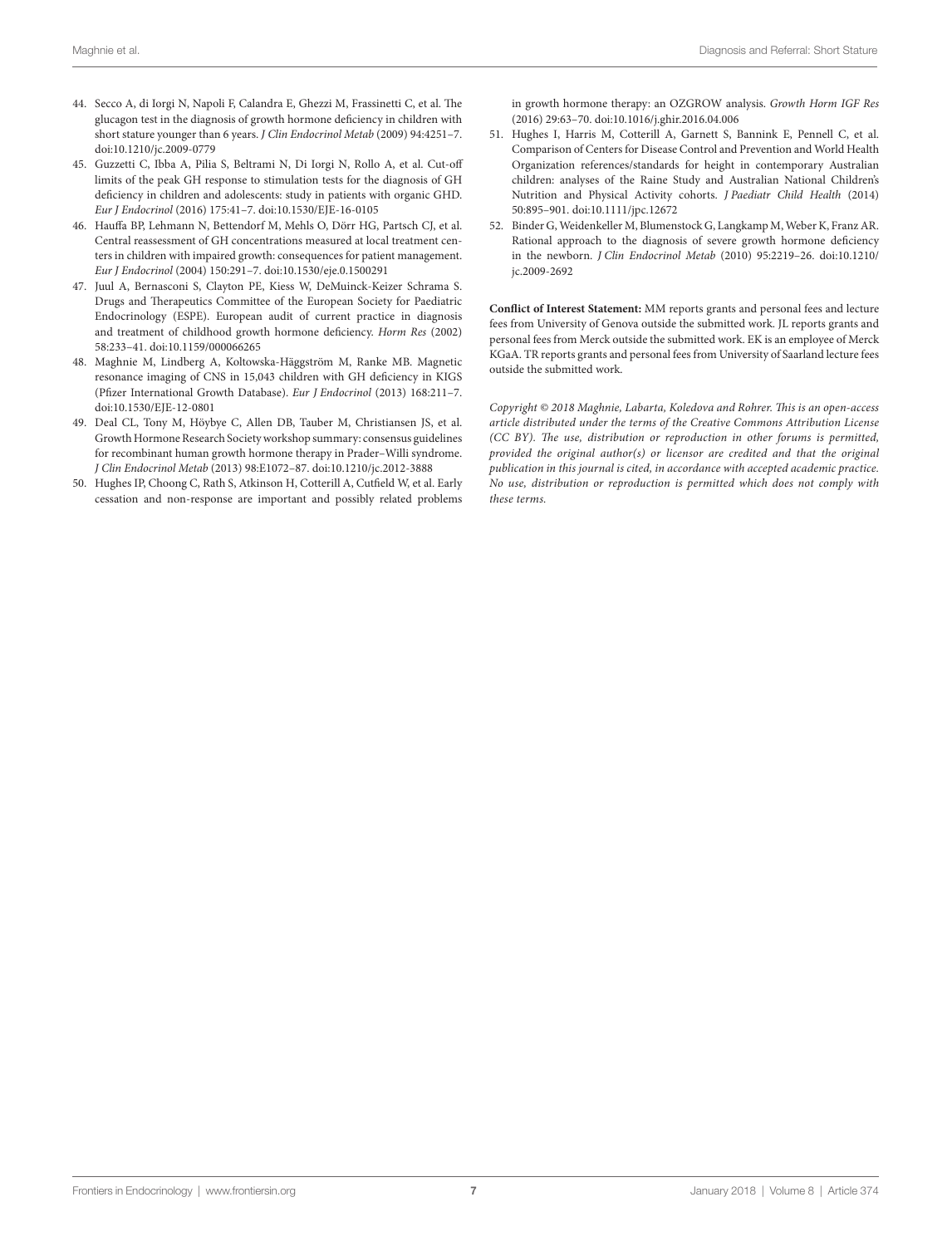44. Secco A, di Iorgi N, Napoli F, Calandra E, Ghezzi M, Frassinetti C, et al. The glucagon test in the diagnosis of growth hormone deficiency in children with short stature younger than 6 years. *J Clin Endocrinol Metab* (2009) 94:4251–7. doi:10.1210/jc.2009-0779
45. Guzzetti C, Ibba A, Pilia S, Beltrami N, Di Iorgi N, Rollo A, et al. Cut-off limits of the peak GH response to stimulation tests for the diagnosis of GH deficiency in children and adolescents: study in patients with organic GHD. *Eur J Endocrinol* (2016) 175:41–7. doi:10.1530/EJE-16-0105
46. Hauffa BP, Lehmann N, Bettendorf M, Mehls O, Dörr HG, Partsch CJ, et al. Central reassessment of GH concentrations measured at local treatment centers in children with impaired growth: consequences for patient management. *Eur J Endocrinol* (2004) 150:291–7. doi:10.1530/eje.0.1500291
47. Juul A, Bernasconi S, Clayton PE, Kiess W, DeMuinck-Keizer Schrama S. Drugs and Therapeutics Committee of the European Society for Paediatric Endocrinology (ESPE). European audit of current practice in diagnosis and treatment of childhood growth hormone deficiency. *Horm Res* (2002) 58:233–41. doi:10.1159/000066265
48. Maghnie M, Lindberg A, Koltowska-Häggström M, Ranke MB. Magnetic resonance imaging of CNS in 15,043 children with GH deficiency in KIGS (Pfizer International Growth Database). *Eur J Endocrinol* (2013) 168:211–7. doi:10.1530/EJE-12-0801
49. Deal CL, Tony M, Höybye C, Allen DB, Tauber M, Christiansen JS, et al. Growth Hormone Research Society workshop summary: consensus guidelines for recombinant human growth hormone therapy in Prader–Willi syndrome. *J Clin Endocrinol Metab* (2013) 98:E1072–87. doi:10.1210/jc.2012-3888
50. Hughes IP, Choong C, Rath S, Atkinson H, Cotterill A, Cutfield W, et al. Early cessation and non-response are important and possibly related problems in growth hormone therapy: an OZGROW analysis. *Growth Horm IGF Res* (2016) 29:63–70. doi:10.1016/j.ghir.2016.04.006
51. Hughes I, Harris M, Cotterill A, Garnett S, Bannink E, Pennell C, et al. Comparison of Centers for Disease Control and Prevention and World Health Organization references/standards for height in contemporary Australian children: analyses of the Raine Study and Australian National Children's Nutrition and Physical Activity cohorts. *J Paediatr Child Health* (2014) 50:895–901. doi:10.1111/jpc.12672
52. Binder G, Weidenkeller M, Blumenstock G, Langkamp M, Weber K, Franz AR. Rational approach to the diagnosis of severe growth hormone deficiency in the newborn. *J Clin Endocrinol Metab* (2010) 95:2219–26. doi:10.1210/jc.2009-2692

**Conflict of Interest Statement:** MM reports grants and personal fees and lecture fees from University of Genova outside the submitted work. JL reports grants and personal fees from Merck outside the submitted work. EK is an employee of Merck KGaA. TR reports grants and personal fees from University of Saarland lecture fees outside the submitted work.

*Copyright © 2018 Maghnie, Labarta, Koledova and Rohrer. This is an open-access article distributed under the terms of the Creative Commons Attribution License (CC BY). The use, distribution or reproduction in other forums is permitted, provided the original author(s) or licensor are credited and that the original publication in this journal is cited, in accordance with accepted academic practice. No use, distribution or reproduction is permitted which does not comply with these terms.*